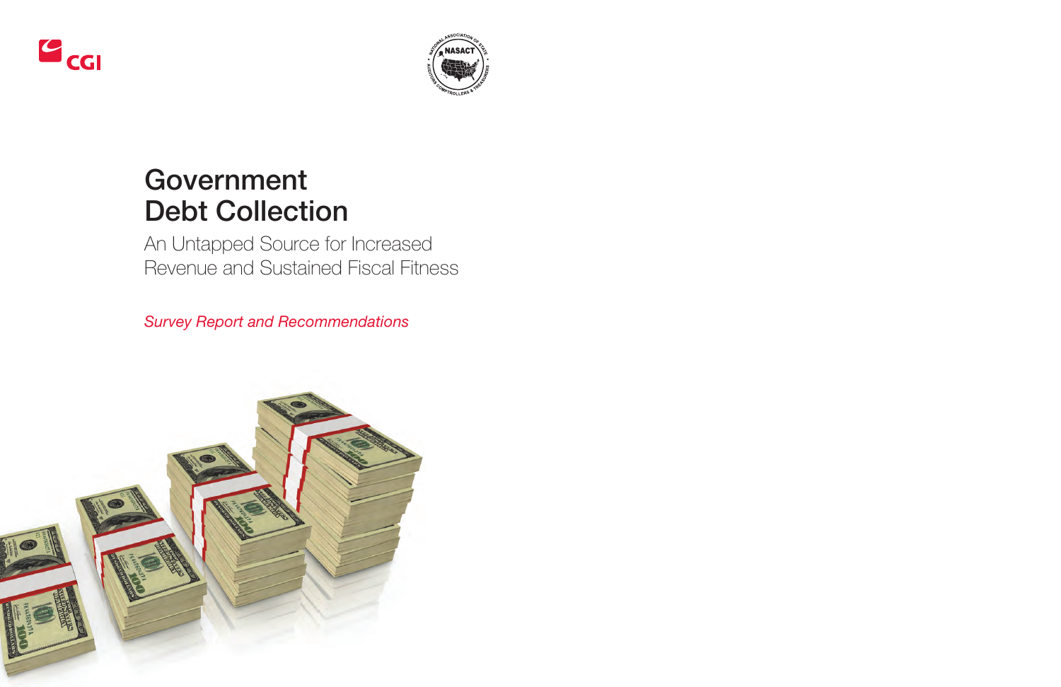# Government Debt Collection

## An Untapped Source for Increased Revenue and Sustained Fiscal Fitness

*Survey Report and Recommendations*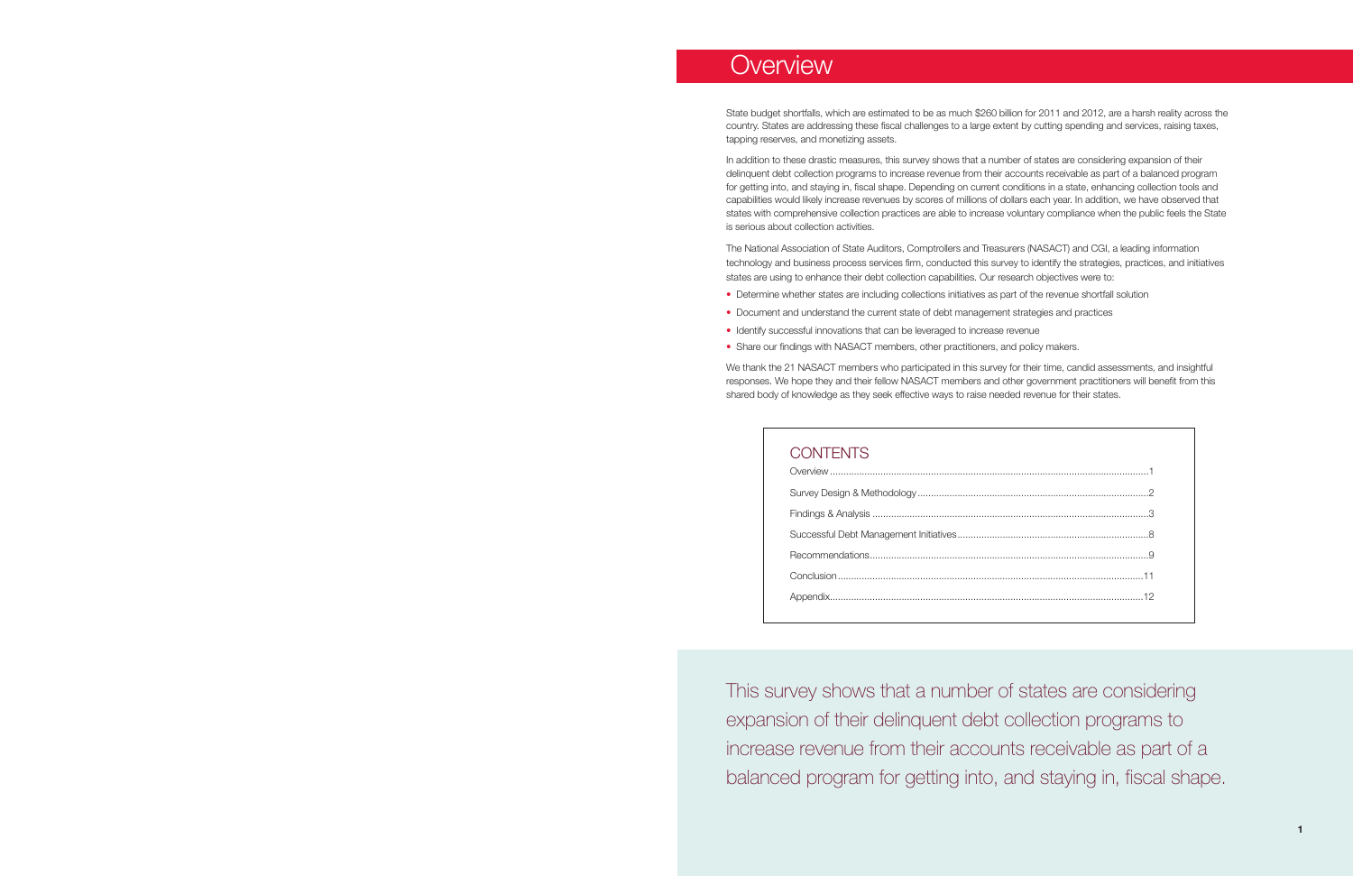# Overview

State budget shortfalls, which are estimated to be as much $260 billion for 2011 and 2012, are a harsh reality across the country. States are addressing these fiscal challenges to a large extent by cutting spending and services, raising taxes, tapping reserves, and monetizing assets.

In addition to these drastic measures, this survey shows that a number of states are considering expansion of their delinquent debt collection programs to increase revenue from their accounts receivable as part of a balanced program for getting into, and staying in, fiscal shape. Depending on current conditions in a state, enhancing collection tools and capabilities would likely increase revenues by scores of millions of dollars each year. In addition, we have observed that states with comprehensive collection practices are able to increase voluntary compliance when the public feels the State is serious about collection activities.

The National Association of State Auditors, Comptrollers and Treasurers (NASACT) and CGI, a leading information technology and business process services firm, conducted this survey to identify the strategies, practices, and initiatives states are using to enhance their debt collection capabilities. Our research objectives were to:

- Determine whether states are including collections initiatives as part of the revenue shortfall solution
- Document and understand the current state of debt management strategies and practices
- Identify successful innovations that can be leveraged to increase revenue
- Share our findings with NASACT members, other practitioners, and policy makers.

We thank the 21 NASACT members who participated in this survey for their time, candid assessments, and insightful responses. We hope they and their fellow NASACT members and other government practitioners will benefit from this shared body of knowledge as they seek effective ways to raise needed revenue for their states.

## CONTENTS

| Section | Page |
|---|---|
| Overview | 1 |
| Survey Design & Methodology | 2 |
| Findings & Analysis | 3 |
| Successful Debt Management Initiatives | 8 |
| Recommendations | 9 |
| Conclusion | 11 |
| Appendix | 12 |

This survey shows that a number of states are considering expansion of their delinquent debt collection programs to increase revenue from their accounts receivable as part of a balanced program for getting into, and staying in, fiscal shape.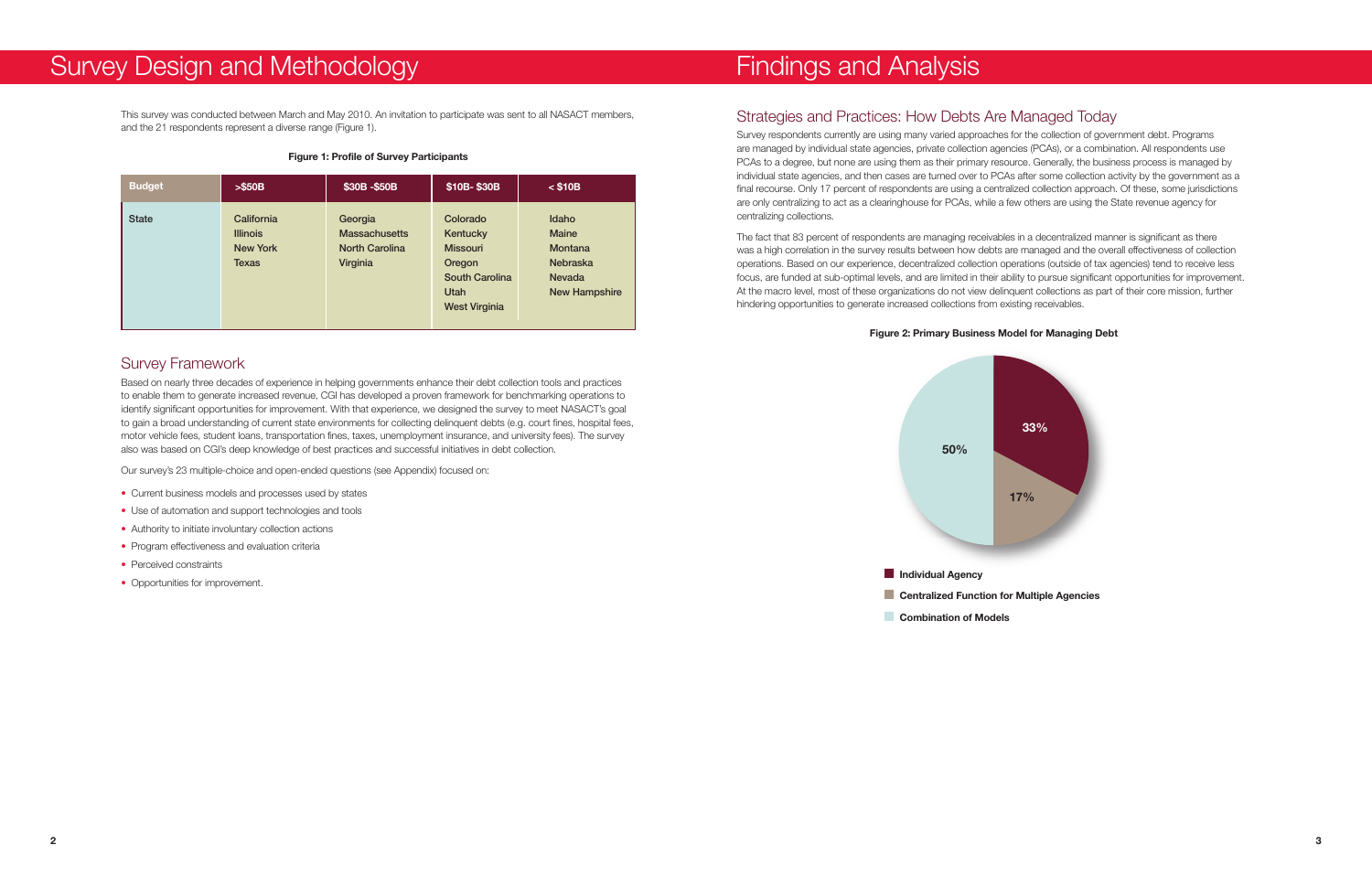# Survey Design and Methodology

This survey was conducted between March and May 2010. An invitation to participate was sent to all NASACT members, and the 21 respondents represent a diverse range (Figure 1).

**Figure 1: Profile of Survey Participants**

| Budget | >$50B | $30B -$50B | $10B- $30B | < $10B |
|---|---|---|---|---|
| State | California<br>Illinois<br>New York<br>Texas | Georgia<br>Massachusetts<br>North Carolina<br>Virginia | Colorado<br>Kentucky<br>Missouri<br>Oregon<br>South Carolina<br>Utah<br>West Virginia | Idaho<br>Maine<br>Montana<br>Nebraska<br>Nevada<br>New Hampshire |

## Survey Framework

Based on nearly three decades of experience in helping governments enhance their debt collection tools and practices to enable them to generate increased revenue, CGI has developed a proven framework for benchmarking operations to identify significant opportunities for improvement. With that experience, we designed the survey to meet NASACT's goal to gain a broad understanding of current state environments for collecting delinquent debts (e.g. court fines, hospital fees, motor vehicle fees, student loans, transportation fines, taxes, unemployment insurance, and university fees). The survey also was based on CGI's deep knowledge of best practices and successful initiatives in debt collection.

Our survey's 23 multiple-choice and open-ended questions (see Appendix) focused on:

- Current business models and processes used by states
- Use of automation and support technologies and tools
- Authority to initiate involuntary collection actions
- Program effectiveness and evaluation criteria
- Perceived constraints
- Opportunities for improvement.

# Findings and Analysis

## Strategies and Practices: How Debts Are Managed Today

Survey respondents currently are using many varied approaches for the collection of government debt. Programs are managed by individual state agencies, private collection agencies (PCAs), or a combination. All respondents use PCAs to a degree, but none are using them as their primary resource. Generally, the business process is managed by individual state agencies, and then cases are turned over to PCAs after some collection activity by the government as a final recourse. Only 17 percent of respondents are using a centralized collection approach. Of these, some jurisdictions are only centralizing to act as a clearinghouse for PCAs, while a few others are using the State revenue agency for centralizing collections.

The fact that 83 percent of respondents are managing receivables in a decentralized manner is significant as there was a high correlation in the survey results between how debts are managed and the overall effectiveness of collection operations. Based on our experience, decentralized collection operations (outside of tax agencies) tend to receive less focus, are funded at sub-optimal levels, and are limited in their ability to pursue significant opportunities for improvement. At the macro level, most of these organizations do not view delinquent collections as part of their core mission, further hindering opportunities to generate increased collections from existing receivables.

**Figure 2: Primary Business Model for Managing Debt**

| Model | Percent |
|---|---|
| Individual Agency | 33% |
| Centralized Function for Multiple Agencies | 17% |
| Combination of Models | 50% |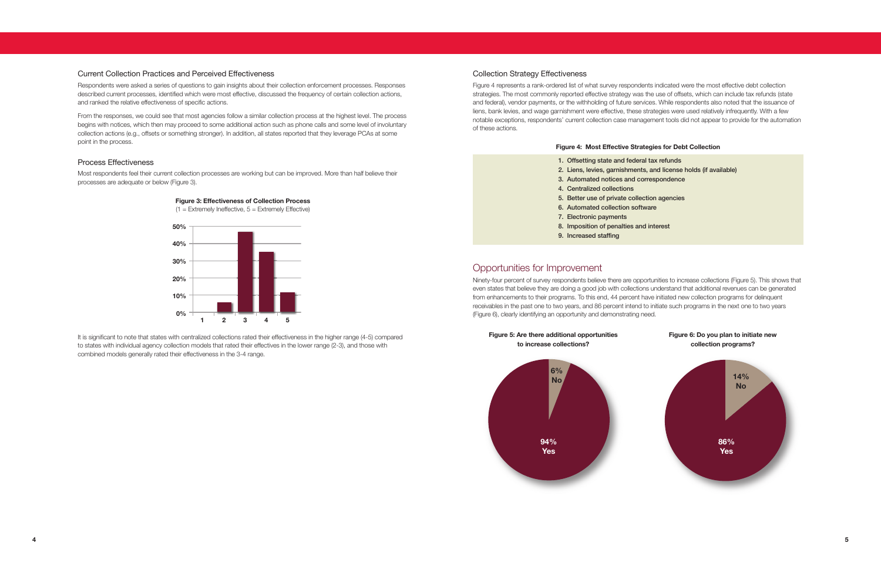## Current Collection Practices and Perceived Effectiveness

Respondents were asked a series of questions to gain insights about their collection enforcement processes. Responses described current processes, identified which were most effective, discussed the frequency of certain collection actions, and ranked the relative effectiveness of specific actions.

From the responses, we could see that most agencies follow a similar collection process at the highest level. The process begins with notices, which then may proceed to some additional action such as phone calls and some level of involuntary collection actions (e.g., offsets or something stronger). In addition, all states reported that they leverage PCAs at some point in the process.

### Process Effectiveness

Most respondents feel their current collection processes are working but can be improved. More than half believe their processes are adequate or below (Figure 3).

**Figure 3: Effectiveness of Collection Process**
(1 = Extremely Ineffective, 5 = Extremely Effective)

It is significant to note that states with centralized collections rated their effectiveness in the higher range (4-5) compared to states with individual agency collection models that rated their effectives in the lower range (2-3), and those with combined models generally rated their effectiveness in the 3-4 range.

### Collection Strategy Effectiveness

Figure 4 represents a rank-ordered list of what survey respondents indicated were the most effective debt collection strategies. The most commonly reported effective strategy was the use of offsets, which can include tax refunds (state and federal), vendor payments, or the withholding of future services. While respondents also noted that the issuance of liens, bank levies, and wage garnishment were effective, these strategies were used relatively infrequently. With a few notable exceptions, respondents' current collection case management tools did not appear to provide for the automation of these actions.

**Figure 4: Most Effective Strategies for Debt Collection**

1. Offsetting state and federal tax refunds
2. Liens, levies, garnishments, and license holds (if available)
3. Automated notices and correspondence
4. Centralized collections
5. Better use of private collection agencies
6. Automated collection software
7. Electronic payments
8. Imposition of penalties and interest
9. Increased staffing

## Opportunities for Improvement

Ninety-four percent of survey respondents believe there are opportunities to increase collections (Figure 5). This shows that even states that believe they are doing a good job with collections understand that additional revenues can be generated from enhancements to their programs. To this end, 44 percent have initiated new collection programs for delinquent receivables in the past one to two years, and 86 percent intend to initiate such programs in the next one to two years (Figure 6), clearly identifying an opportunity and demonstrating need.

**Figure 5: Are there additional opportunities to increase collections?**

**Figure 6: Do you plan to initiate new collection programs?**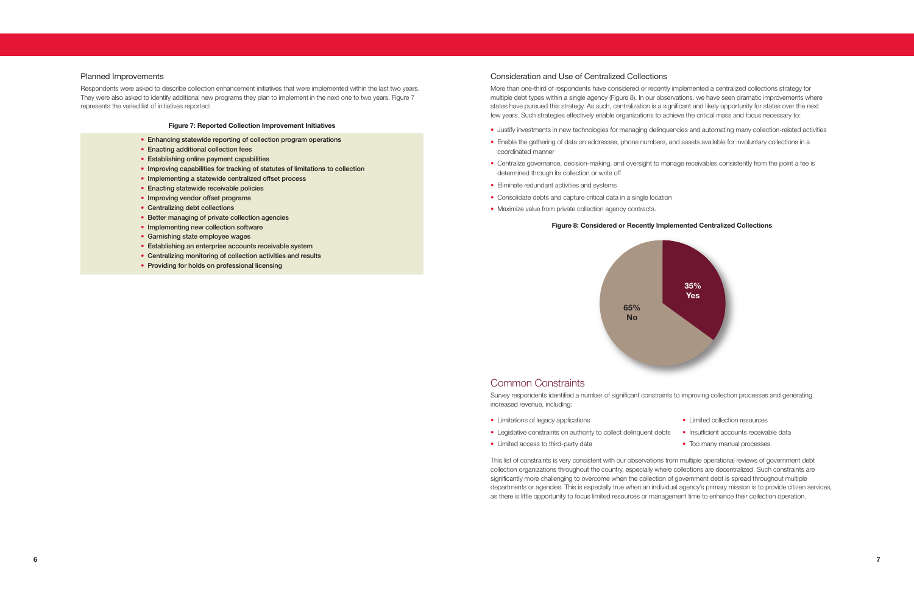## Planned Improvements

Respondents were asked to describe collection enhancement initiatives that were implemented within the last two years. They were also asked to identify additional new programs they plan to implement in the next one to two years. Figure 7 represents the varied list of initiatives reported:

**Figure 7: Reported Collection Improvement Initiatives**

- **Enhancing statewide reporting of collection program operations**
- **Enacting additional collection fees**
- **Establishing online payment capabilities**
- **Improving capabilities for tracking of statutes of limitations to collection**
- **Implementing a statewide centralized offset process**
- **Enacting statewide receivable policies**
- **Improving vendor offset programs**
- **Centralizing debt collections**
- **Better managing of private collection agencies**
- **Implementing new collection software**
- **Garnishing state employee wages**
- **Establishing an enterprise accounts receivable system**
- **Centralizing monitoring of collection activities and results**
- **Providing for holds on professional licensing**

## Consideration and Use of Centralized Collections

More than one-third of respondents have considered or recently implemented a centralized collections strategy for multiple debt types within a single agency (Figure 8). In our observations, we have seen dramatic improvements where states have pursued this strategy. As such, centralization is a significant and likely opportunity for states over the next few years. Such strategies effectively enable organizations to achieve the critical mass and focus necessary to:

- Justify investments in new technologies for managing delinquencies and automating many collection-related activities
- Enable the gathering of data on addresses, phone numbers, and assets available for involuntary collections in a coordinated manner
- Centralize governance, decision-making, and oversight to manage receivables consistently from the point a fee is determined through its collection or write off
- Eliminate redundant activities and systems
- Consolidate debts and capture critical data in a single location
- Maximize value from private collection agency contracts.

**Figure 8: Considered or Recently Implemented Centralized Collections**

| Response | Percentage |
|---|---|
| Yes | 35% |
| No | 65% |

# Common Constraints

Survey respondents identified a number of significant constraints to improving collection processes and generating increased revenue, including:

- Limitations of legacy applications
- Legislative constraints on authority to collect delinquent debts
- Limited access to third-party data
- Limited collection resources
- Insufficient accounts receivable data
- Too many manual processes.

This list of constraints is very consistent with our observations from multiple operational reviews of government debt collection organizations throughout the country, especially where collections are decentralized. Such constraints are significantly more challenging to overcome when the collection of government debt is spread throughout multiple departments or agencies. This is especially true when an individual agency's primary mission is to provide citizen services, as there is little opportunity to focus limited resources or management time to enhance their collection operation.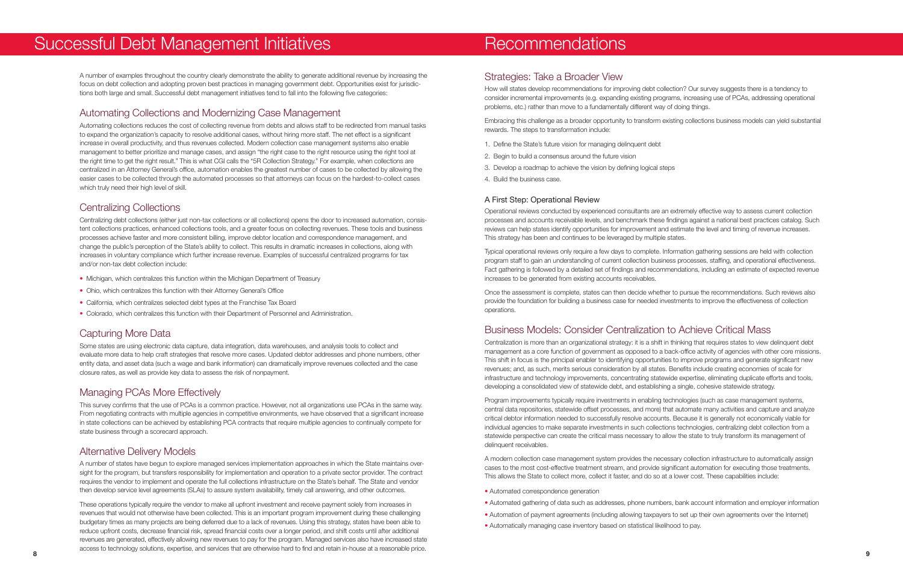# Successful Debt Management Initiatives

A number of examples throughout the country clearly demonstrate the ability to generate additional revenue by increasing the focus on debt collection and adopting proven best practices in managing government debt. Opportunities exist for jurisdictions both large and small. Successful debt management initiatives tend to fall into the following five categories:

## Automating Collections and Modernizing Case Management

Automating collections reduces the cost of collecting revenue from debts and allows staff to be redirected from manual tasks to expand the organization's capacity to resolve additional cases, without hiring more staff. The net effect is a significant increase in overall productivity, and thus revenues collected. Modern collection case management systems also enable management to better prioritize and manage cases, and assign "the right case to the right resource using the right tool at the right time to get the right result." This is what CGI calls the "5R Collection Strategy." For example, when collections are centralized in an Attorney General's office, automation enables the greatest number of cases to be collected by allowing the easier cases to be collected through the automated processes so that attorneys can focus on the hardest-to-collect cases which truly need their high level of skill.

## Centralizing Collections

Centralizing debt collections (either just non-tax collections or all collections) opens the door to increased automation, consistent collections practices, enhanced collections tools, and a greater focus on collecting revenues. These tools and business processes achieve faster and more consistent billing, improve debtor location and correspondence management, and change the public's perception of the State's ability to collect. This results in dramatic increases in collections, along with increases in voluntary compliance which further increase revenue. Examples of successful centralized programs for tax and/or non-tax debt collection include:

- Michigan, which centralizes this function within the Michigan Department of Treasury
- Ohio, which centralizes this function with their Attorney General's Office
- California, which centralizes selected debt types at the Franchise Tax Board
- Colorado, which centralizes this function with their Department of Personnel and Administration.

## Capturing More Data

Some states are using electronic data capture, data integration, data warehouses, and analysis tools to collect and evaluate more data to help craft strategies that resolve more cases. Updated debtor addresses and phone numbers, other entity data, and asset data (such a wage and bank information) can dramatically improve revenues collected and the case closure rates, as well as provide key data to assess the risk of nonpayment.

## Managing PCAs More Effectively

This survey confirms that the use of PCAs is a common practice. However, not all organizations use PCAs in the same way. From negotiating contracts with multiple agencies in competitive environments, we have observed that a significant increase in state collections can be achieved by establishing PCA contracts that require multiple agencies to continually compete for state business through a scorecard approach.

## Alternative Delivery Models

A number of states have begun to explore managed services implementation approaches in which the State maintains oversight for the program, but transfers responsibility for implementation and operation to a private sector provider. The contract requires the vendor to implement and operate the full collections infrastructure on the State's behalf. The State and vendor then develop service level agreements (SLAs) to assure system availability, timely call answering, and other outcomes.

These operations typically require the vendor to make all upfront investment and receive payment solely from increases in revenues that would not otherwise have been collected. This is an important program improvement during these challenging budgetary times as many projects are being deferred due to a lack of revenues. Using this strategy, states have been able to reduce upfront costs, decrease financial risk, spread financial costs over a longer period, and shift costs until after additional revenues are generated, effectively allowing new revenues to pay for the program. Managed services also have increased state access to technology solutions, expertise, and services that are otherwise hard to find and retain in-house at a reasonable price.

# Recommendations

## Strategies: Take a Broader View

How will states develop recommendations for improving debt collection? Our survey suggests there is a tendency to consider incremental improvements (e.g. expanding existing programs, increasing use of PCAs, addressing operational problems, etc.) rather than move to a fundamentally different way of doing things.

Embracing this challenge as a broader opportunity to transform existing collections business models can yield substantial rewards. The steps to transformation include:

1. Define the State's future vision for managing delinquent debt
2. Begin to build a consensus around the future vision
3. Develop a roadmap to achieve the vision by defining logical steps
4. Build the business case.

### A First Step: Operational Review

Operational reviews conducted by experienced consultants are an extremely effective way to assess current collection processes and accounts receivable levels, and benchmark these findings against a national best practices catalog. Such reviews can help states identify opportunities for improvement and estimate the level and timing of revenue increases. This strategy has been and continues to be leveraged by multiple states.

Typical operational reviews only require a few days to complete. Information gathering sessions are held with collection program staff to gain an understanding of current collection business processes, staffing, and operational effectiveness. Fact gathering is followed by a detailed set of findings and recommendations, including an estimate of expected revenue increases to be generated from existing accounts receivables.

Once the assessment is complete, states can then decide whether to pursue the recommendations. Such reviews also provide the foundation for building a business case for needed investments to improve the effectiveness of collection operations.

## Business Models: Consider Centralization to Achieve Critical Mass

Centralization is more than an organizational strategy: it is a shift in thinking that requires states to view delinquent debt management as a core function of government as opposed to a back-office activity of agencies with other core missions. This shift in focus is the principal enabler to identifying opportunities to improve programs and generate significant new revenues; and, as such, merits serious consideration by all states. Benefits include creating economies of scale for infrastructure and technology improvements, concentrating statewide expertise, eliminating duplicate efforts and tools, developing a consolidated view of statewide debt, and establishing a single, cohesive statewide strategy.

Program improvements typically require investments in enabling technologies (such as case management systems, central data repositories, statewide offset processes, and more) that automate many activities and capture and analyze critical debtor information needed to successfully resolve accounts. Because it is generally not economically viable for individual agencies to make separate investments in such collections technologies, centralizing debt collection from a statewide perspective can create the critical mass necessary to allow the state to truly transform its management of delinquent receivables.

A modern collection case management system provides the necessary collection infrastructure to automatically assign cases to the most cost-effective treatment stream, and provide significant automation for executing those treatments. This allows the State to collect more, collect it faster, and do so at a lower cost. These capabilities include:

- Automated correspondence generation
- Automated gathering of data such as addresses, phone numbers, bank account information and employer information
- Automation of payment agreements (including allowing taxpayers to set up their own agreements over the Internet)
- Automatically managing case inventory based on statistical likelihood to pay.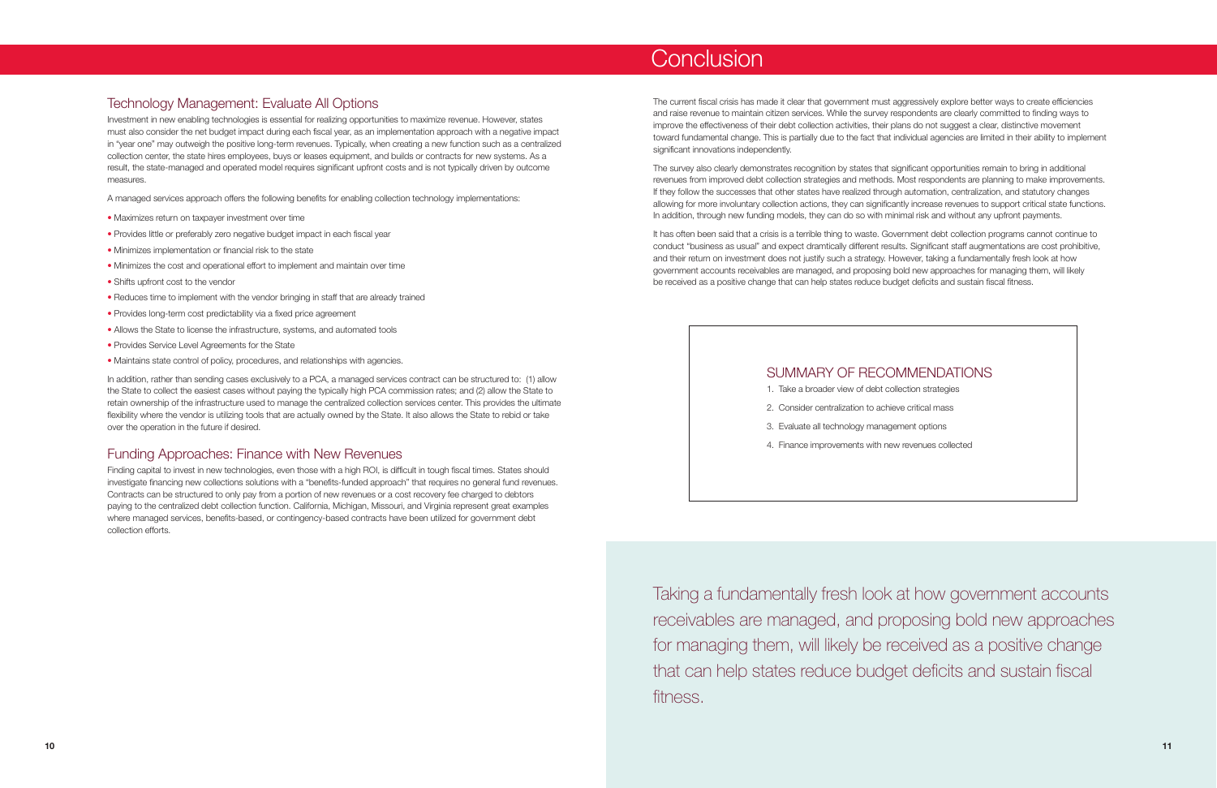## Technology Management: Evaluate All Options

Investment in new enabling technologies is essential for realizing opportunities to maximize revenue. However, states must also consider the net budget impact during each fiscal year, as an implementation approach with a negative impact in "year one" may outweigh the positive long-term revenues. Typically, when creating a new function such as a centralized collection center, the state hires employees, buys or leases equipment, and builds or contracts for new systems. As a result, the state-managed and operated model requires significant upfront costs and is not typically driven by outcome measures.

A managed services approach offers the following benefits for enabling collection technology implementations:

- Maximizes return on taxpayer investment over time
- Provides little or preferably zero negative budget impact in each fiscal year
- Minimizes implementation or financial risk to the state
- Minimizes the cost and operational effort to implement and maintain over time
- Shifts upfront cost to the vendor
- Reduces time to implement with the vendor bringing in staff that are already trained
- Provides long-term cost predictability via a fixed price agreement
- Allows the State to license the infrastructure, systems, and automated tools
- Provides Service Level Agreements for the State
- Maintains state control of policy, procedures, and relationships with agencies.

In addition, rather than sending cases exclusively to a PCA, a managed services contract can be structured to: (1) allow the State to collect the easiest cases without paying the typically high PCA commission rates; and (2) allow the State to retain ownership of the infrastructure used to manage the centralized collection services center. This provides the ultimate flexibility where the vendor is utilizing tools that are actually owned by the State. It also allows the State to rebid or take over the operation in the future if desired.

## Funding Approaches: Finance with New Revenues

Finding capital to invest in new technologies, even those with a high ROI, is difficult in tough fiscal times. States should investigate financing new collections solutions with a "benefits-funded approach" that requires no general fund revenues. Contracts can be structured to only pay from a portion of new revenues or a cost recovery fee charged to debtors paying to the centralized debt collection function. California, Michigan, Missouri, and Virginia represent great examples where managed services, benefits-based, or contingency-based contracts have been utilized for government debt collection efforts.

# Conclusion

The current fiscal crisis has made it clear that government must aggressively explore better ways to create efficiencies and raise revenue to maintain citizen services. While the survey respondents are clearly committed to finding ways to improve the effectiveness of their debt collection activities, their plans do not suggest a clear, distinctive movement toward fundamental change. This is partially due to the fact that individual agencies are limited in their ability to implement significant innovations independently.

The survey also clearly demonstrates recognition by states that significant opportunities remain to bring in additional revenues from improved debt collection strategies and methods. Most respondents are planning to make improvements. If they follow the successes that other states have realized through automation, centralization, and statutory changes allowing for more involuntary collection actions, they can significantly increase revenues to support critical state functions. In addition, through new funding models, they can do so with minimal risk and without any upfront payments.

It has often been said that a crisis is a terrible thing to waste. Government debt collection programs cannot continue to conduct "business as usual" and expect dramtically different results. Significant staff augmentations are cost prohibitive, and their return on investment does not justify such a strategy. However, taking a fundamentally fresh look at how government accounts receivables are managed, and proposing bold new approaches for managing them, will likely be received as a positive change that can help states reduce budget deficits and sustain fiscal fitness.

### SUMMARY OF RECOMMENDATIONS

1. Take a broader view of debt collection strategies
2. Consider centralization to achieve critical mass
3. Evaluate all technology management options
4. Finance improvements with new revenues collected

Taking a fundamentally fresh look at how government accounts receivables are managed, and proposing bold new approaches for managing them, will likely be received as a positive change that can help states reduce budget deficits and sustain fiscal fitness.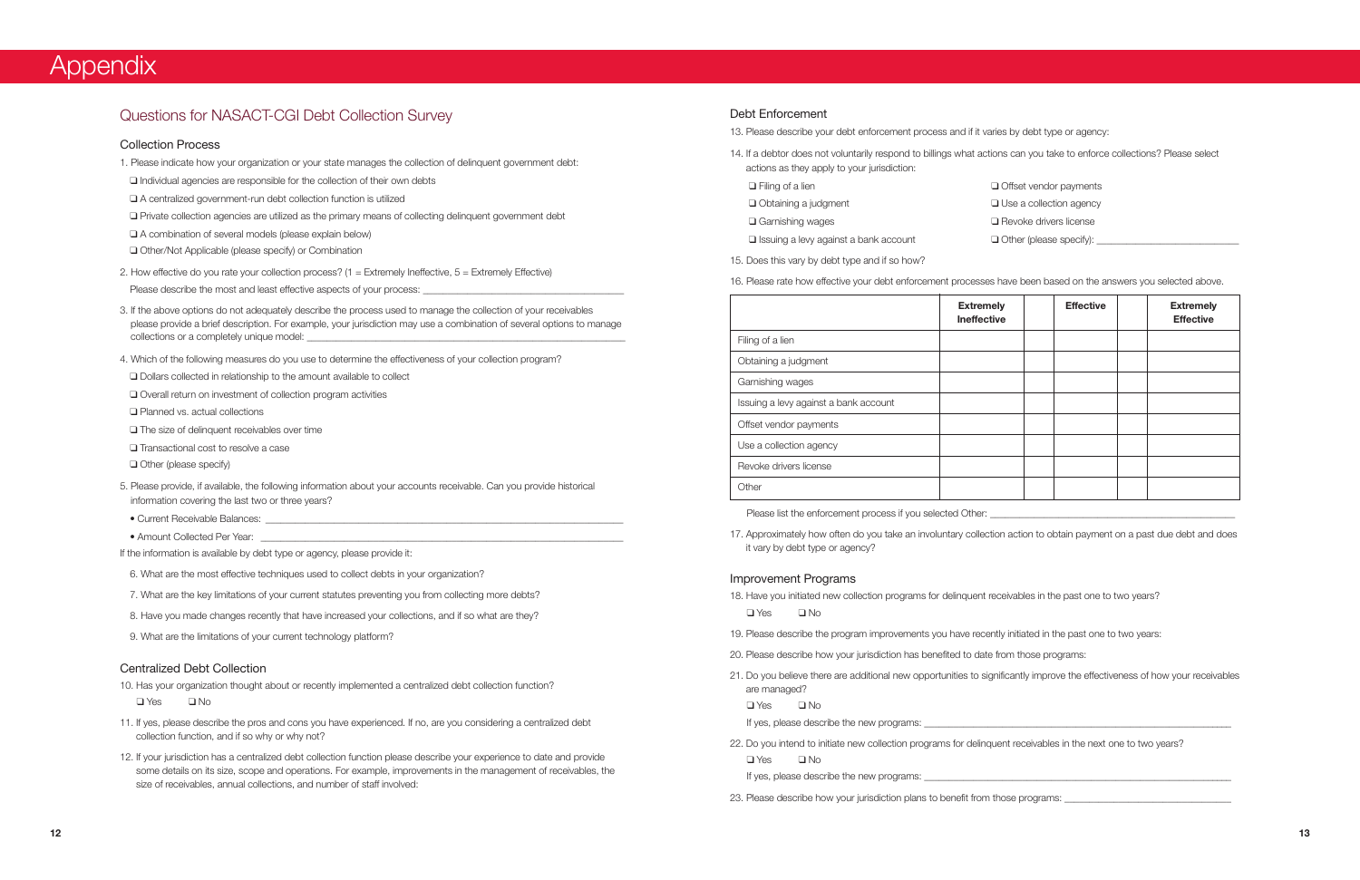# Appendix

## Questions for NASACT-CGI Debt Collection Survey

### Collection Process

1. Please indicate how your organization or your state manages the collection of delinquent government debt:
   - ❑ Individual agencies are responsible for the collection of their own debts
   - ❑ A centralized government-run debt collection function is utilized
   - ❑ Private collection agencies are utilized as the primary means of collecting delinquent government debt
   - ❑ A combination of several models (please explain below)
   - ❑ Other/Not Applicable (please specify) or Combination
2. How effective do you rate your collection process? (1 = Extremely Ineffective, 5 = Extremely Effective)
   Please describe the most and least effective aspects of your process: ______________________________
3. If the above options do not adequately describe the process used to manage the collection of your receivables please provide a brief description. For example, your jurisdiction may use a combination of several options to manage collections or a completely unique model: ______________________________
4. Which of the following measures do you use to determine the effectiveness of your collection program?
   - ❑ Dollars collected in relationship to the amount available to collect
   - ❑ Overall return on investment of collection program activities
   - ❑ Planned vs. actual collections
   - ❑ The size of delinquent receivables over time
   - ❑ Transactional cost to resolve a case
   - ❑ Other (please specify)
5. Please provide, if available, the following information about your accounts receivable. Can you provide historical information covering the last two or three years?
   - Current Receivable Balances: ______________________________
   - Amount Collected Per Year: ______________________________

If the information is available by debt type or agency, please provide it:

6. What are the most effective techniques used to collect debts in your organization?
7. What are the key limitations of your current statutes preventing you from collecting more debts?
8. Have you made changes recently that have increased your collections, and if so what are they?
9. What are the limitations of your current technology platform?

### Centralized Debt Collection

10. Has your organization thought about or recently implemented a centralized debt collection function?
    ❑ Yes ❑ No
11. If yes, please describe the pros and cons you have experienced. If no, are you considering a centralized debt collection function, and if so why or why not?
12. If your jurisdiction has a centralized debt collection function please describe your experience to date and provide some details on its size, scope and operations. For example, improvements in the management of receivables, the size of receivables, annual collections, and number of staff involved:

### Debt Enforcement

13. Please describe your debt enforcement process and if it varies by debt type or agency:
14. If a debtor does not voluntarily respond to billings what actions can you take to enforce collections? Please select actions as they apply to your jurisdiction:
    - ❑ Filing of a lien
    - ❑ Obtaining a judgment
    - ❑ Garnishing wages
    - ❑ Issuing a levy against a bank account
    - ❑ Offset vendor payments
    - ❑ Use a collection agency
    - ❑ Revoke drivers license
    - ❑ Other (please specify): ______________________________
15. Does this vary by debt type and if so how?
16. Please rate how effective your debt enforcement processes have been based on the answers you selected above.

| | Extremely Ineffective | | Effective | | Extremely Effective |
|---|---|---|---|---|---|
| Filing of a lien | | | | | |
| Obtaining a judgment | | | | | |
| Garnishing wages | | | | | |
| Issuing a levy against a bank account | | | | | |
| Offset vendor payments | | | | | |
| Use a collection agency | | | | | |
| Revoke drivers license | | | | | |
| Other | | | | | |

Please list the enforcement process if you selected Other: ______________________________

17. Approximately how often do you take an involuntary collection action to obtain payment on a past due debt and does it vary by debt type or agency?

### Improvement Programs

18. Have you initiated new collection programs for delinquent receivables in the past one to two years?
    ❑ Yes ❑ No
19. Please describe the program improvements you have recently initiated in the past one to two years:
20. Please describe how your jurisdiction has benefited to date from those programs:
21. Do you believe there are additional new opportunities to significantly improve the effectiveness of how your receivables are managed?
    ❑ Yes ❑ No
    If yes, please describe the new programs: ______________________________
22. Do you intend to initiate new collection programs for delinquent receivables in the next one to two years?
    ❑ Yes ❑ No
    If yes, please describe the new programs: ______________________________
23. Please describe how your jurisdiction plans to benefit from those programs: ______________________________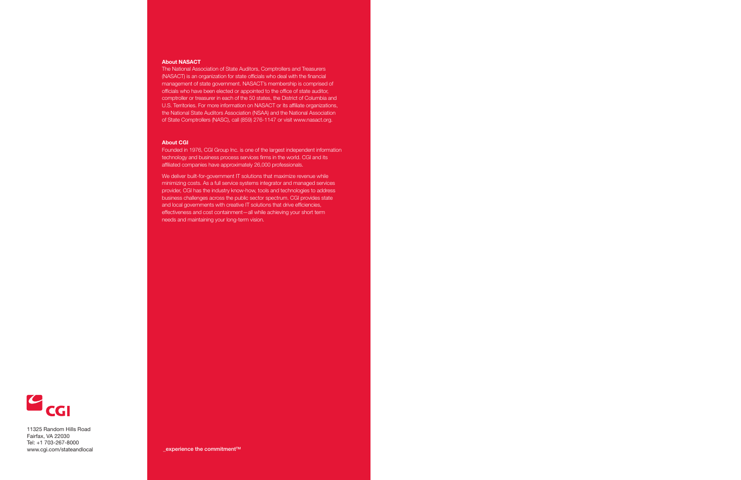**About NASACT**

The National Association of State Auditors, Comptrollers and Treasurers (NASACT) is an organization for state officials who deal with the financial management of state government. NASACT's membership is comprised of officials who have been elected or appointed to the office of state auditor, comptroller or treasurer in each of the 50 states, the District of Columbia and U.S. Territories. For more information on NASACT or its affiliate organizations, the National State Auditors Association (NSAA) and the National Association of State Comptrollers (NASC), call (859) 276-1147 or visit www.nasact.org.

**About CGI**

Founded in 1976, CGI Group Inc. is one of the largest independent information technology and business process services firms in the world. CGI and its affiliated companies have approximately 26,000 professionals.

We deliver built-for-government IT solutions that maximize revenue while minimizing costs. As a full service systems integrator and managed services provider, CGI has the industry know-how, tools and technologies to address business challenges across the public sector spectrum. CGI provides state and local governments with creative IT solutions that drive efficiencies, effectiveness and cost containment—all while achieving your short term needs and maintaining your long-term vision.

CGI

11325 Random Hills Road
Fairfax, VA 22030
Tel: +1 703-267-8000
www.cgi.com/stateandlocal

**_experience the commitment™**